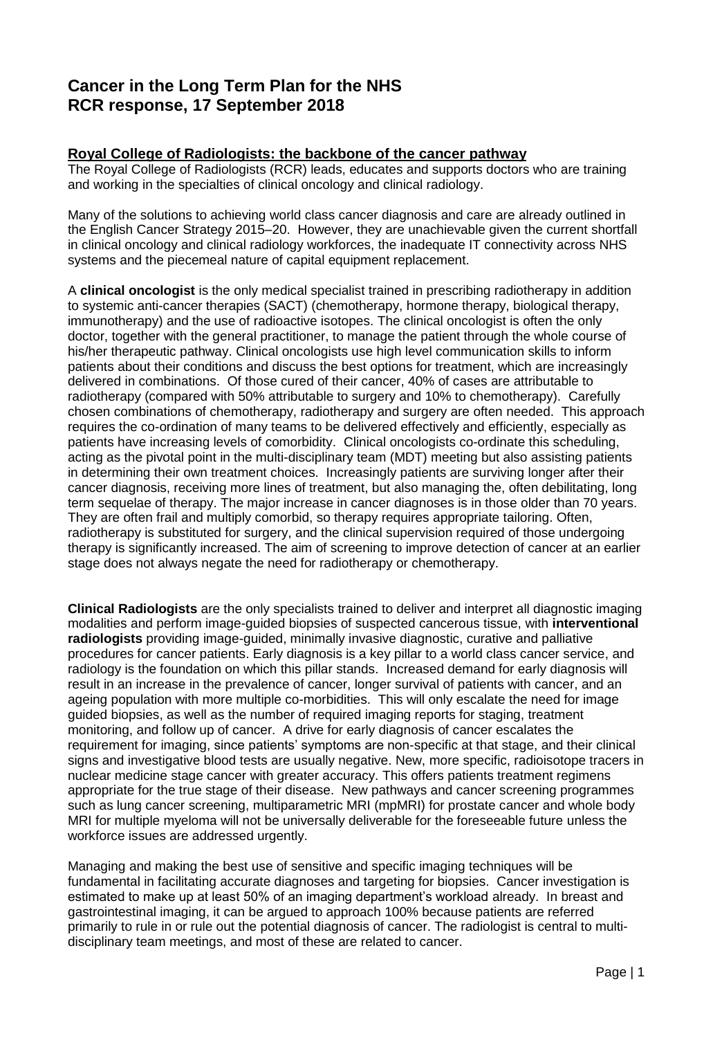# Cancer in the Long Term Plan for the NHS
# RCR response, 17 September 2018

## Royal College of Radiologists: the backbone of the cancer pathway

The Royal College of Radiologists (RCR) leads, educates and supports doctors who are training and working in the specialties of clinical oncology and clinical radiology.

Many of the solutions to achieving world class cancer diagnosis and care are already outlined in the English Cancer Strategy 2015–20. However, they are unachievable given the current shortfall in clinical oncology and clinical radiology workforces, the inadequate IT connectivity across NHS systems and the piecemeal nature of capital equipment replacement.

A **clinical oncologist** is the only medical specialist trained in prescribing radiotherapy in addition to systemic anti-cancer therapies (SACT) (chemotherapy, hormone therapy, biological therapy, immunotherapy) and the use of radioactive isotopes. The clinical oncologist is often the only doctor, together with the general practitioner, to manage the patient through the whole course of his/her therapeutic pathway. Clinical oncologists use high level communication skills to inform patients about their conditions and discuss the best options for treatment, which are increasingly delivered in combinations. Of those cured of their cancer, 40% of cases are attributable to radiotherapy (compared with 50% attributable to surgery and 10% to chemotherapy). Carefully chosen combinations of chemotherapy, radiotherapy and surgery are often needed. This approach requires the co-ordination of many teams to be delivered effectively and efficiently, especially as patients have increasing levels of comorbidity. Clinical oncologists co-ordinate this scheduling, acting as the pivotal point in the multi-disciplinary team (MDT) meeting but also assisting patients in determining their own treatment choices. Increasingly patients are surviving longer after their cancer diagnosis, receiving more lines of treatment, but also managing the, often debilitating, long term sequelae of therapy. The major increase in cancer diagnoses is in those older than 70 years. They are often frail and multiply comorbid, so therapy requires appropriate tailoring. Often, radiotherapy is substituted for surgery, and the clinical supervision required of those undergoing therapy is significantly increased. The aim of screening to improve detection of cancer at an earlier stage does not always negate the need for radiotherapy or chemotherapy.

**Clinical Radiologists** are the only specialists trained to deliver and interpret all diagnostic imaging modalities and perform image-guided biopsies of suspected cancerous tissue, with **interventional radiologists** providing image-guided, minimally invasive diagnostic, curative and palliative procedures for cancer patients. Early diagnosis is a key pillar to a world class cancer service, and radiology is the foundation on which this pillar stands. Increased demand for early diagnosis will result in an increase in the prevalence of cancer, longer survival of patients with cancer, and an ageing population with more multiple co-morbidities. This will only escalate the need for image guided biopsies, as well as the number of required imaging reports for staging, treatment monitoring, and follow up of cancer. A drive for early diagnosis of cancer escalates the requirement for imaging, since patients' symptoms are non-specific at that stage, and their clinical signs and investigative blood tests are usually negative. New, more specific, radioisotope tracers in nuclear medicine stage cancer with greater accuracy. This offers patients treatment regimens appropriate for the true stage of their disease. New pathways and cancer screening programmes such as lung cancer screening, multiparametric MRI (mpMRI) for prostate cancer and whole body MRI for multiple myeloma will not be universally deliverable for the foreseeable future unless the workforce issues are addressed urgently.

Managing and making the best use of sensitive and specific imaging techniques will be fundamental in facilitating accurate diagnoses and targeting for biopsies. Cancer investigation is estimated to make up at least 50% of an imaging department's workload already. In breast and gastrointestinal imaging, it can be argued to approach 100% because patients are referred primarily to rule in or rule out the potential diagnosis of cancer. The radiologist is central to multi-disciplinary team meetings, and most of these are related to cancer.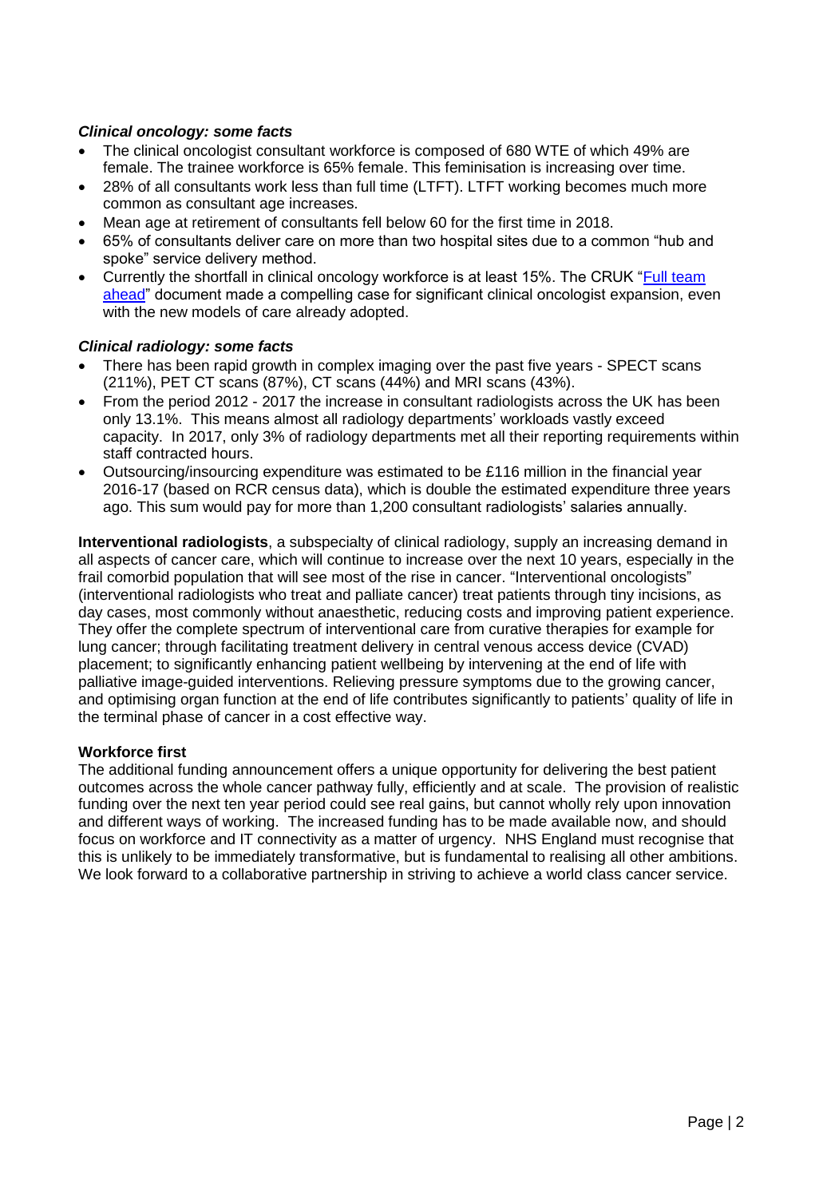***Clinical oncology: some facts***

- The clinical oncologist consultant workforce is composed of 680 WTE of which 49% are female. The trainee workforce is 65% female. This feminisation is increasing over time.
- 28% of all consultants work less than full time (LTFT). LTFT working becomes much more common as consultant age increases.
- Mean age at retirement of consultants fell below 60 for the first time in 2018.
- 65% of consultants deliver care on more than two hospital sites due to a common "hub and spoke" service delivery method.
- Currently the shortfall in clinical oncology workforce is at least 15%. The CRUK "Full team ahead" document made a compelling case for significant clinical oncologist expansion, even with the new models of care already adopted.

***Clinical radiology: some facts***

- There has been rapid growth in complex imaging over the past five years - SPECT scans (211%), PET CT scans (87%), CT scans (44%) and MRI scans (43%).
- From the period 2012 - 2017 the increase in consultant radiologists across the UK has been only 13.1%. This means almost all radiology departments' workloads vastly exceed capacity. In 2017, only 3% of radiology departments met all their reporting requirements within staff contracted hours.
- Outsourcing/insourcing expenditure was estimated to be £116 million in the financial year 2016-17 (based on RCR census data), which is double the estimated expenditure three years ago. This sum would pay for more than 1,200 consultant radiologists' salaries annually.

**Interventional radiologists**, a subspecialty of clinical radiology, supply an increasing demand in all aspects of cancer care, which will continue to increase over the next 10 years, especially in the frail comorbid population that will see most of the rise in cancer. "Interventional oncologists" (interventional radiologists who treat and palliate cancer) treat patients through tiny incisions, as day cases, most commonly without anaesthetic, reducing costs and improving patient experience. They offer the complete spectrum of interventional care from curative therapies for example for lung cancer; through facilitating treatment delivery in central venous access device (CVAD) placement; to significantly enhancing patient wellbeing by intervening at the end of life with palliative image-guided interventions. Relieving pressure symptoms due to the growing cancer, and optimising organ function at the end of life contributes significantly to patients' quality of life in the terminal phase of cancer in a cost effective way.

**Workforce first**

The additional funding announcement offers a unique opportunity for delivering the best patient outcomes across the whole cancer pathway fully, efficiently and at scale. The provision of realistic funding over the next ten year period could see real gains, but cannot wholly rely upon innovation and different ways of working. The increased funding has to be made available now, and should focus on workforce and IT connectivity as a matter of urgency. NHS England must recognise that this is unlikely to be immediately transformative, but is fundamental to realising all other ambitions. We look forward to a collaborative partnership in striving to achieve a world class cancer service.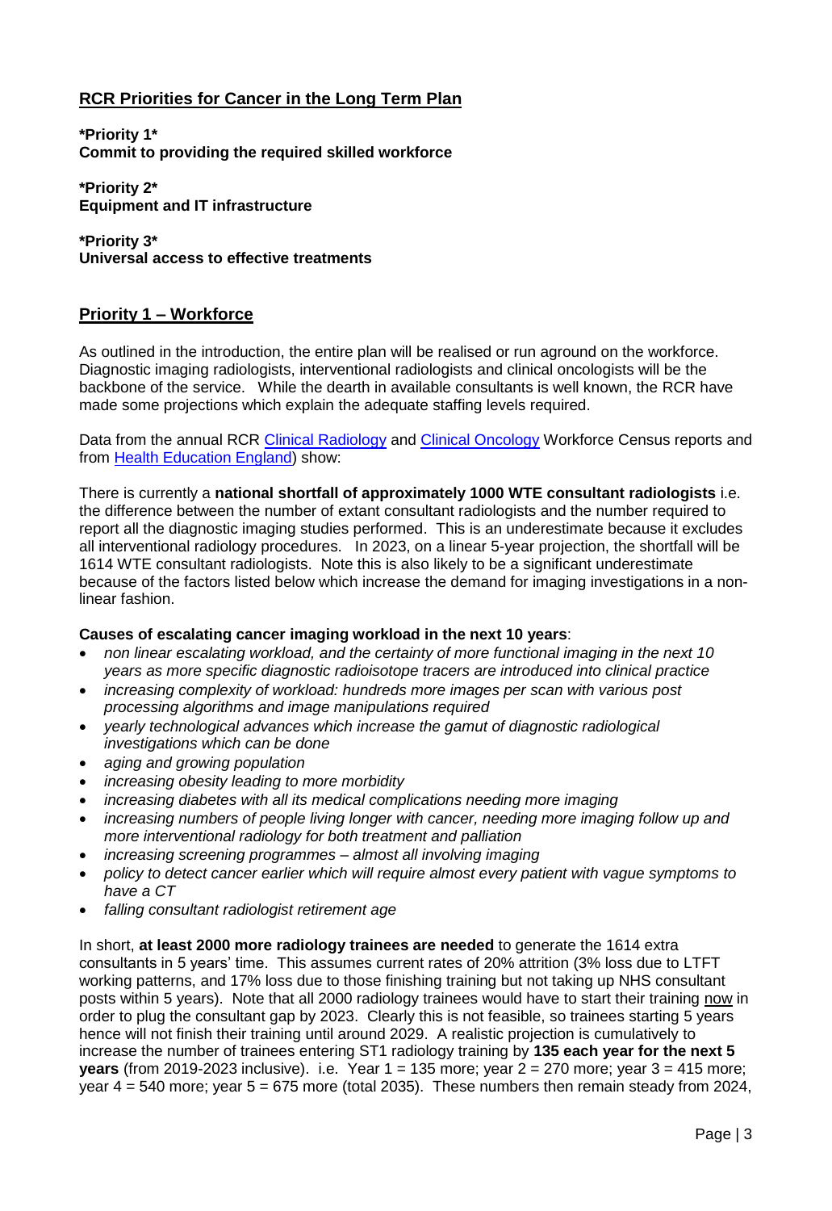## RCR Priorities for Cancer in the Long Term Plan

**\*Priority 1\***
**Commit to providing the required skilled workforce**

**\*Priority 2\***
**Equipment and IT infrastructure**

**\*Priority 3\***
**Universal access to effective treatments**

## Priority 1 – Workforce

As outlined in the introduction, the entire plan will be realised or run aground on the workforce. Diagnostic imaging radiologists, interventional radiologists and clinical oncologists will be the backbone of the service. While the dearth in available consultants is well known, the RCR have made some projections which explain the adequate staffing levels required.

Data from the annual RCR Clinical Radiology and Clinical Oncology Workforce Census reports and from Health Education England) show:

There is currently a **national shortfall of approximately 1000 WTE consultant radiologists** i.e. the difference between the number of extant consultant radiologists and the number required to report all the diagnostic imaging studies performed. This is an underestimate because it excludes all interventional radiology procedures. In 2023, on a linear 5-year projection, the shortfall will be 1614 WTE consultant radiologists. Note this is also likely to be a significant underestimate because of the factors listed below which increase the demand for imaging investigations in a non-linear fashion.

**Causes of escalating cancer imaging workload in the next 10 years**:

- *non linear escalating workload, and the certainty of more functional imaging in the next 10 years as more specific diagnostic radioisotope tracers are introduced into clinical practice*
- *increasing complexity of workload: hundreds more images per scan with various post processing algorithms and image manipulations required*
- *yearly technological advances which increase the gamut of diagnostic radiological investigations which can be done*
- *aging and growing population*
- *increasing obesity leading to more morbidity*
- *increasing diabetes with all its medical complications needing more imaging*
- *increasing numbers of people living longer with cancer, needing more imaging follow up and more interventional radiology for both treatment and palliation*
- *increasing screening programmes – almost all involving imaging*
- *policy to detect cancer earlier which will require almost every patient with vague symptoms to have a CT*
- *falling consultant radiologist retirement age*

In short, **at least 2000 more radiology trainees are needed** to generate the 1614 extra consultants in 5 years' time. This assumes current rates of 20% attrition (3% loss due to LTFT working patterns, and 17% loss due to those finishing training but not taking up NHS consultant posts within 5 years). Note that all 2000 radiology trainees would have to start their training now in order to plug the consultant gap by 2023. Clearly this is not feasible, so trainees starting 5 years hence will not finish their training until around 2029. A realistic projection is cumulatively to increase the number of trainees entering ST1 radiology training by **135 each year for the next 5 years** (from 2019-2023 inclusive). i.e. Year 1 = 135 more; year 2 = 270 more; year 3 = 415 more; year 4 = 540 more; year 5 = 675 more (total 2035). These numbers then remain steady from 2024,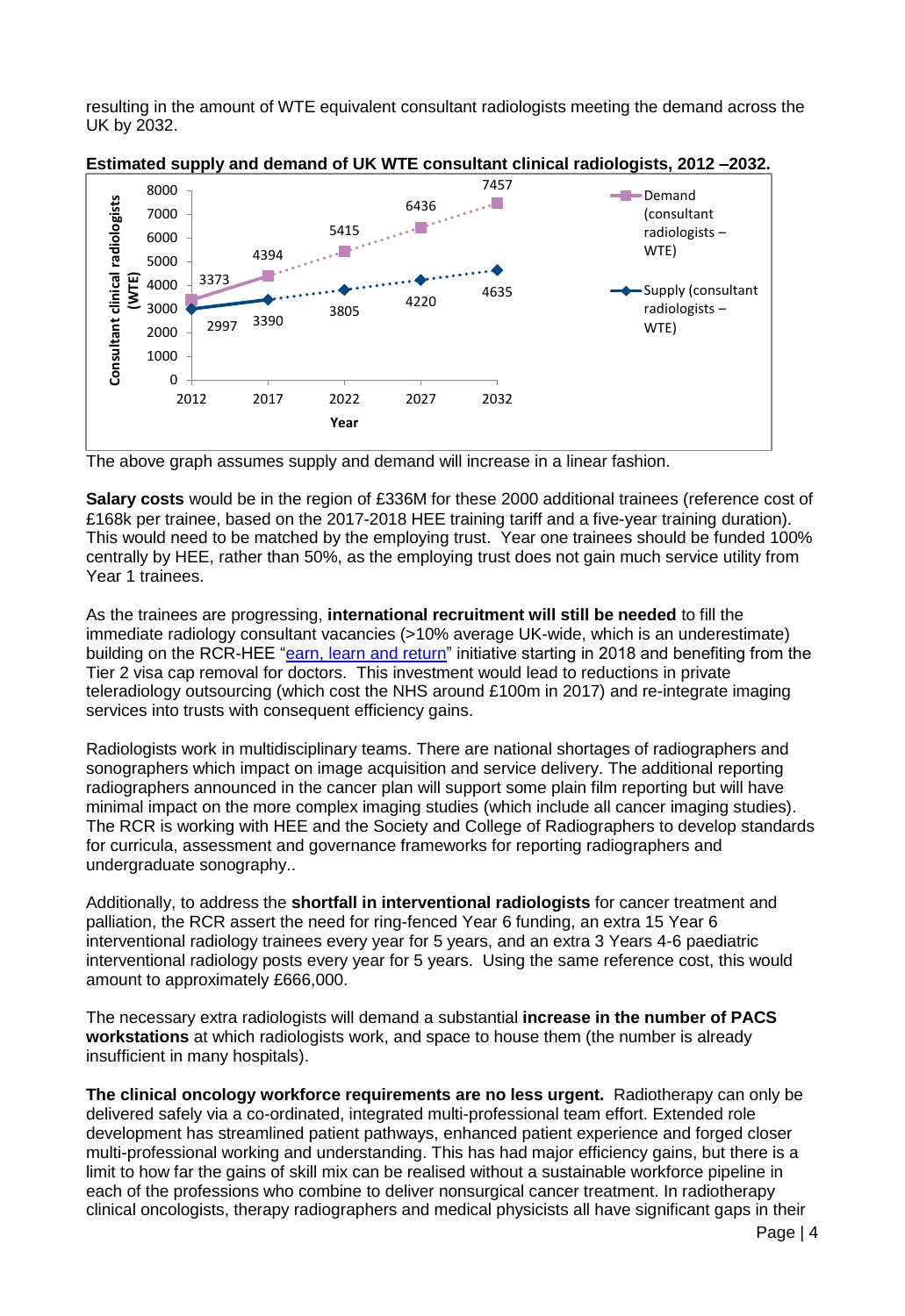resulting in the amount of WTE equivalent consultant radiologists meeting the demand across the UK by 2032.

**Estimated supply and demand of UK WTE consultant clinical radiologists, 2012 –2032.**

| Year | Demand (consultant radiologists – WTE) | Supply (consultant radiologists – WTE) |
|---|---|---|
| 2012 | 3373 | 2997 |
| 2017 | 4394 | 3390 |
| 2022 | 5415 | 3805 |
| 2027 | 6436 | 4220 |
| 2032 | 7457 | 4635 |

The above graph assumes supply and demand will increase in a linear fashion.

**Salary costs** would be in the region of £336M for these 2000 additional trainees (reference cost of £168k per trainee, based on the 2017-2018 HEE training tariff and a five-year training duration). This would need to be matched by the employing trust. Year one trainees should be funded 100% centrally by HEE, rather than 50%, as the employing trust does not gain much service utility from Year 1 trainees.

As the trainees are progressing, **international recruitment will still be needed** to fill the immediate radiology consultant vacancies (>10% average UK-wide, which is an underestimate) building on the RCR-HEE "earn, learn and return" initiative starting in 2018 and benefiting from the Tier 2 visa cap removal for doctors. This investment would lead to reductions in private teleradiology outsourcing (which cost the NHS around £100m in 2017) and re-integrate imaging services into trusts with consequent efficiency gains.

Radiologists work in multidisciplinary teams. There are national shortages of radiographers and sonographers which impact on image acquisition and service delivery. The additional reporting radiographers announced in the cancer plan will support some plain film reporting but will have minimal impact on the more complex imaging studies (which include all cancer imaging studies). The RCR is working with HEE and the Society and College of Radiographers to develop standards for curricula, assessment and governance frameworks for reporting radiographers and undergraduate sonography..

Additionally, to address the **shortfall in interventional radiologists** for cancer treatment and palliation, the RCR assert the need for ring-fenced Year 6 funding, an extra 15 Year 6 interventional radiology trainees every year for 5 years, and an extra 3 Years 4-6 paediatric interventional radiology posts every year for 5 years. Using the same reference cost, this would amount to approximately £666,000.

The necessary extra radiologists will demand a substantial **increase in the number of PACS workstations** at which radiologists work, and space to house them (the number is already insufficient in many hospitals).

**The clinical oncology workforce requirements are no less urgent.** Radiotherapy can only be delivered safely via a co-ordinated, integrated multi-professional team effort. Extended role development has streamlined patient pathways, enhanced patient experience and forged closer multi-professional working and understanding. This has had major efficiency gains, but there is a limit to how far the gains of skill mix can be realised without a sustainable workforce pipeline in each of the professions who combine to deliver nonsurgical cancer treatment. In radiotherapy clinical oncologists, therapy radiographers and medical physicists all have significant gaps in their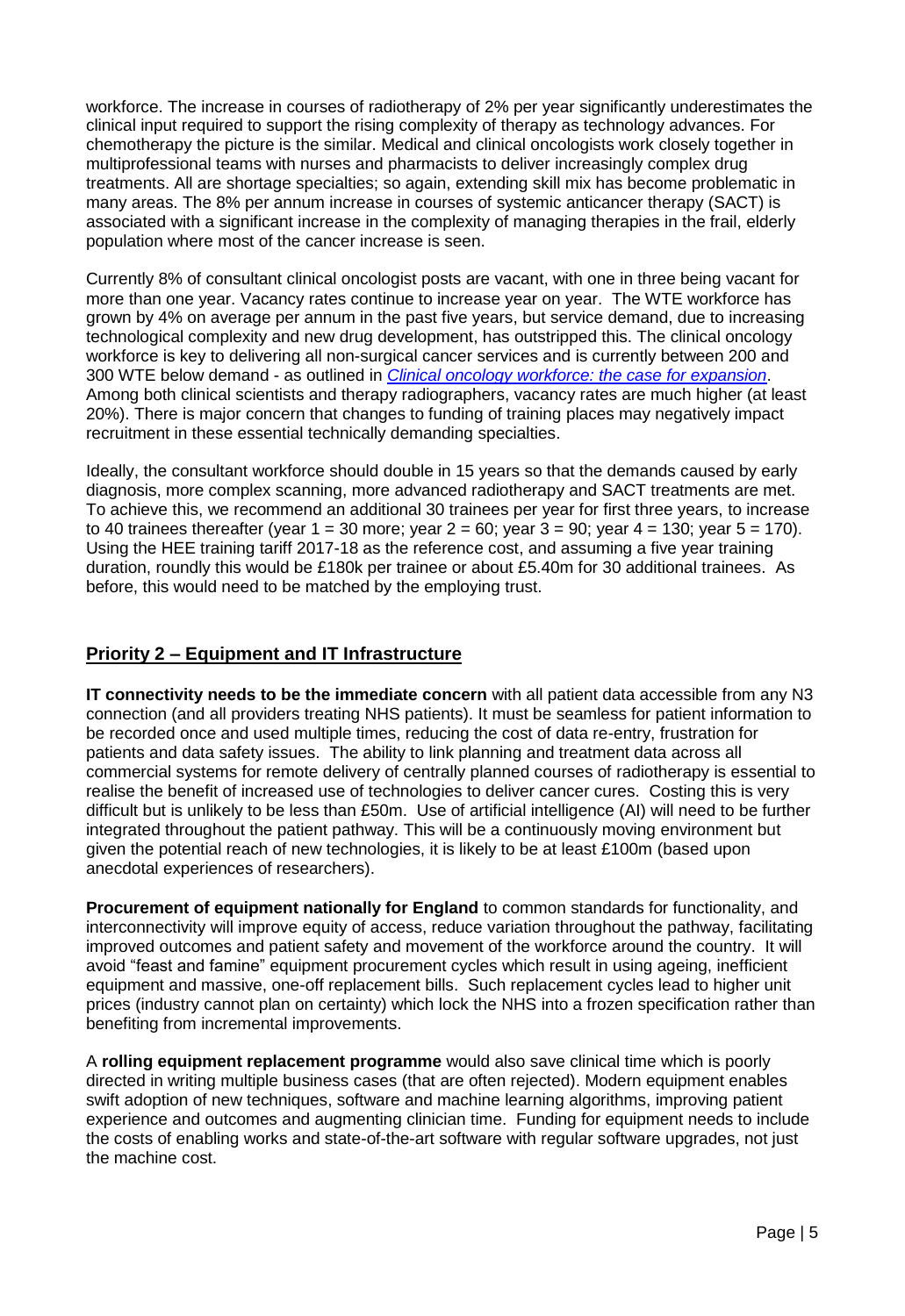workforce. The increase in courses of radiotherapy of 2% per year significantly underestimates the clinical input required to support the rising complexity of therapy as technology advances. For chemotherapy the picture is the similar. Medical and clinical oncologists work closely together in multiprofessional teams with nurses and pharmacists to deliver increasingly complex drug treatments. All are shortage specialties; so again, extending skill mix has become problematic in many areas. The 8% per annum increase in courses of systemic anticancer therapy (SACT) is associated with a significant increase in the complexity of managing therapies in the frail, elderly population where most of the cancer increase is seen.

Currently 8% of consultant clinical oncologist posts are vacant, with one in three being vacant for more than one year. Vacancy rates continue to increase year on year. The WTE workforce has grown by 4% on average per annum in the past five years, but service demand, due to increasing technological complexity and new drug development, has outstripped this. The clinical oncology workforce is key to delivering all non-surgical cancer services and is currently between 200 and 300 WTE below demand - as outlined in *Clinical oncology workforce: the case for expansion*. Among both clinical scientists and therapy radiographers, vacancy rates are much higher (at least 20%). There is major concern that changes to funding of training places may negatively impact recruitment in these essential technically demanding specialties.

Ideally, the consultant workforce should double in 15 years so that the demands caused by early diagnosis, more complex scanning, more advanced radiotherapy and SACT treatments are met. To achieve this, we recommend an additional 30 trainees per year for first three years, to increase to 40 trainees thereafter (year 1 = 30 more; year 2 = 60; year 3 = 90; year 4 = 130; year 5 = 170). Using the HEE training tariff 2017-18 as the reference cost, and assuming a five year training duration, roundly this would be £180k per trainee or about £5.40m for 30 additional trainees. As before, this would need to be matched by the employing trust.

## Priority 2 – Equipment and IT Infrastructure

**IT connectivity needs to be the immediate concern** with all patient data accessible from any N3 connection (and all providers treating NHS patients). It must be seamless for patient information to be recorded once and used multiple times, reducing the cost of data re-entry, frustration for patients and data safety issues. The ability to link planning and treatment data across all commercial systems for remote delivery of centrally planned courses of radiotherapy is essential to realise the benefit of increased use of technologies to deliver cancer cures. Costing this is very difficult but is unlikely to be less than £50m. Use of artificial intelligence (AI) will need to be further integrated throughout the patient pathway. This will be a continuously moving environment but given the potential reach of new technologies, it is likely to be at least £100m (based upon anecdotal experiences of researchers).

**Procurement of equipment nationally for England** to common standards for functionality, and interconnectivity will improve equity of access, reduce variation throughout the pathway, facilitating improved outcomes and patient safety and movement of the workforce around the country. It will avoid "feast and famine" equipment procurement cycles which result in using ageing, inefficient equipment and massive, one-off replacement bills. Such replacement cycles lead to higher unit prices (industry cannot plan on certainty) which lock the NHS into a frozen specification rather than benefiting from incremental improvements.

A **rolling equipment replacement programme** would also save clinical time which is poorly directed in writing multiple business cases (that are often rejected). Modern equipment enables swift adoption of new techniques, software and machine learning algorithms, improving patient experience and outcomes and augmenting clinician time. Funding for equipment needs to include the costs of enabling works and state-of-the-art software with regular software upgrades, not just the machine cost.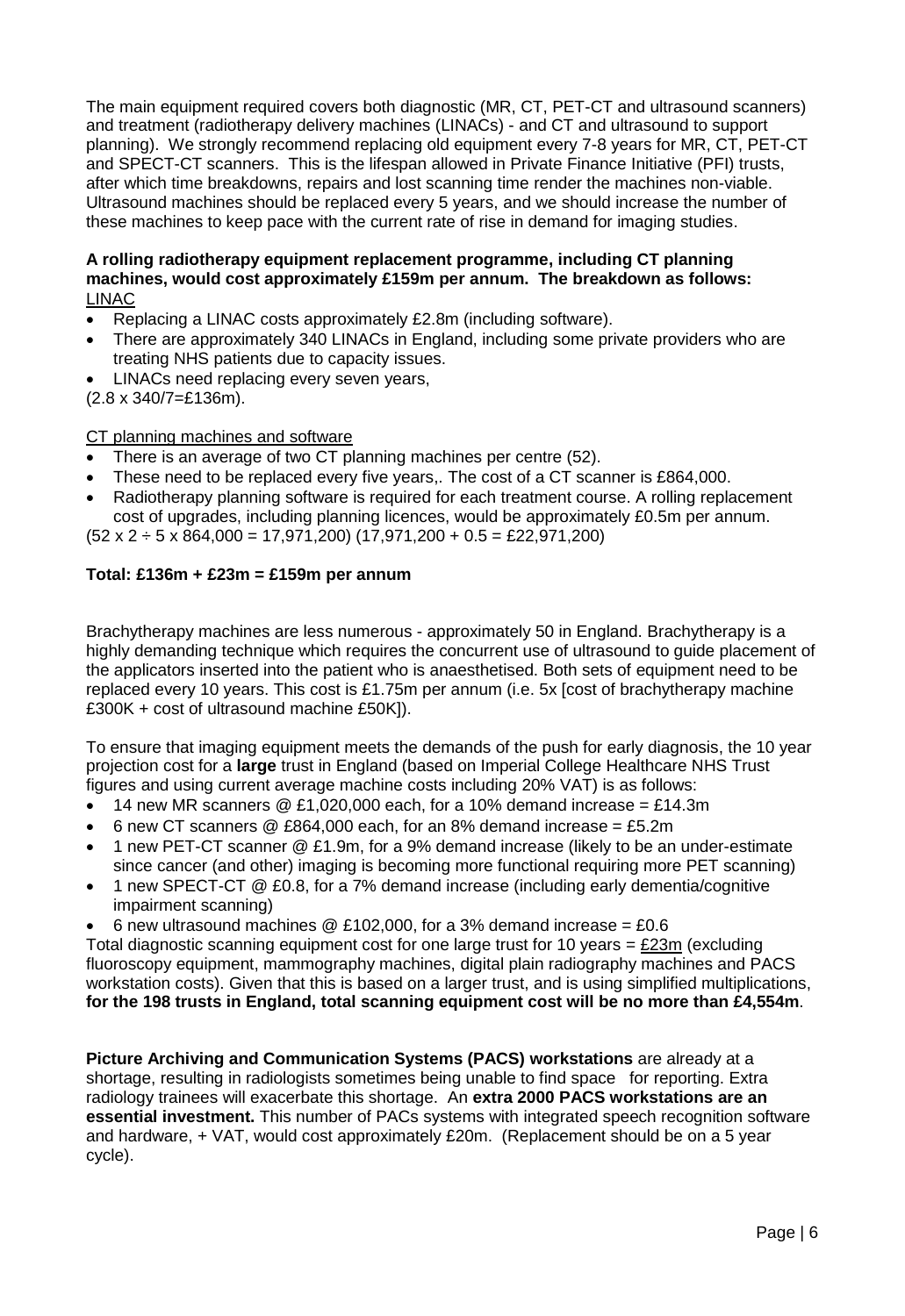The main equipment required covers both diagnostic (MR, CT, PET-CT and ultrasound scanners) and treatment (radiotherapy delivery machines (LINACs) - and CT and ultrasound to support planning). We strongly recommend replacing old equipment every 7-8 years for MR, CT, PET-CT and SPECT-CT scanners. This is the lifespan allowed in Private Finance Initiative (PFI) trusts, after which time breakdowns, repairs and lost scanning time render the machines non-viable. Ultrasound machines should be replaced every 5 years, and we should increase the number of these machines to keep pace with the current rate of rise in demand for imaging studies.

**A rolling radiotherapy equipment replacement programme, including CT planning machines, would cost approximately £159m per annum. The breakdown as follows:**

<u>LINAC</u>

- Replacing a LINAC costs approximately £2.8m (including software).
- There are approximately 340 LINACs in England, including some private providers who are treating NHS patients due to capacity issues.
- LINACs need replacing every seven years,

(2.8 x 340/7=£136m).

<u>CT planning machines and software</u>

- There is an average of two CT planning machines per centre (52).
- These need to be replaced every five years,. The cost of a CT scanner is £864,000.
- Radiotherapy planning software is required for each treatment course. A rolling replacement cost of upgrades, including planning licences, would be approximately £0.5m per annum.

(52 x 2 ÷ 5 x 864,000 = 17,971,200) (17,971,200 + 0.5 = £22,971,200)

**Total: £136m + £23m = £159m per annum**

Brachytherapy machines are less numerous - approximately 50 in England. Brachytherapy is a highly demanding technique which requires the concurrent use of ultrasound to guide placement of the applicators inserted into the patient who is anaesthetised. Both sets of equipment need to be replaced every 10 years. This cost is £1.75m per annum (i.e. 5x [cost of brachytherapy machine £300K + cost of ultrasound machine £50K]).

To ensure that imaging equipment meets the demands of the push for early diagnosis, the 10 year projection cost for a **large** trust in England (based on Imperial College Healthcare NHS Trust figures and using current average machine costs including 20% VAT) is as follows:

- 14 new MR scanners @ £1,020,000 each, for a 10% demand increase = £14.3m
- 6 new CT scanners @ £864,000 each, for an 8% demand increase = £5.2m
- 1 new PET-CT scanner @ £1.9m, for a 9% demand increase (likely to be an under-estimate since cancer (and other) imaging is becoming more functional requiring more PET scanning)
- 1 new SPECT-CT @ £0.8, for a 7% demand increase (including early dementia/cognitive impairment scanning)
- 6 new ultrasound machines @ £102,000, for a 3% demand increase = £0.6

Total diagnostic scanning equipment cost for one large trust for 10 years = <u>£23m</u> (excluding fluoroscopy equipment, mammography machines, digital plain radiography machines and PACS workstation costs). Given that this is based on a larger trust, and is using simplified multiplications, **for the 198 trusts in England, total scanning equipment cost will be no more than £4,554m**.

**Picture Archiving and Communication Systems (PACS) workstations** are already at a shortage, resulting in radiologists sometimes being unable to find space for reporting. Extra radiology trainees will exacerbate this shortage. An **extra 2000 PACS workstations are an essential investment.** This number of PACs systems with integrated speech recognition software and hardware, + VAT, would cost approximately £20m. (Replacement should be on a 5 year cycle).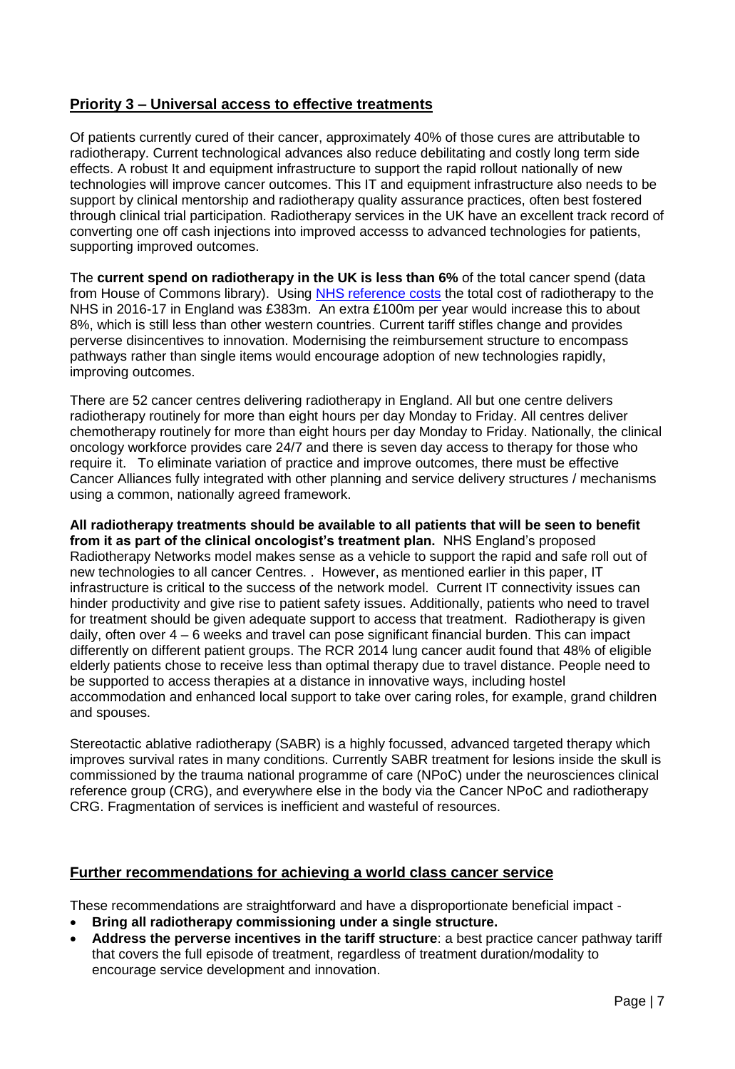## Priority 3 – Universal access to effective treatments

Of patients currently cured of their cancer, approximately 40% of those cures are attributable to radiotherapy. Current technological advances also reduce debilitating and costly long term side effects. A robust It and equipment infrastructure to support the rapid rollout nationally of new technologies will improve cancer outcomes. This IT and equipment infrastructure also needs to be support by clinical mentorship and radiotherapy quality assurance practices, often best fostered through clinical trial participation. Radiotherapy services in the UK have an excellent track record of converting one off cash injections into improved accesss to advanced technologies for patients, supporting improved outcomes.

The **current spend on radiotherapy in the UK is less than 6%** of the total cancer spend (data from House of Commons library). Using [NHS reference costs] the total cost of radiotherapy to the NHS in 2016-17 in England was £383m. An extra £100m per year would increase this to about 8%, which is still less than other western countries. Current tariff stifles change and provides perverse disincentives to innovation. Modernising the reimbursement structure to encompass pathways rather than single items would encourage adoption of new technologies rapidly, improving outcomes.

There are 52 cancer centres delivering radiotherapy in England. All but one centre delivers radiotherapy routinely for more than eight hours per day Monday to Friday. All centres deliver chemotherapy routinely for more than eight hours per day Monday to Friday. Nationally, the clinical oncology workforce provides care 24/7 and there is seven day access to therapy for those who require it. To eliminate variation of practice and improve outcomes, there must be effective Cancer Alliances fully integrated with other planning and service delivery structures / mechanisms using a common, nationally agreed framework.

**All radiotherapy treatments should be available to all patients that will be seen to benefit from it as part of the clinical oncologist's treatment plan.** NHS England's proposed Radiotherapy Networks model makes sense as a vehicle to support the rapid and safe roll out of new technologies to all cancer Centres. . However, as mentioned earlier in this paper, IT infrastructure is critical to the success of the network model. Current IT connectivity issues can hinder productivity and give rise to patient safety issues. Additionally, patients who need to travel for treatment should be given adequate support to access that treatment. Radiotherapy is given daily, often over 4 – 6 weeks and travel can pose significant financial burden. This can impact differently on different patient groups. The RCR 2014 lung cancer audit found that 48% of eligible elderly patients chose to receive less than optimal therapy due to travel distance. People need to be supported to access therapies at a distance in innovative ways, including hostel accommodation and enhanced local support to take over caring roles, for example, grand children and spouses.

Stereotactic ablative radiotherapy (SABR) is a highly focussed, advanced targeted therapy which improves survival rates in many conditions. Currently SABR treatment for lesions inside the skull is commissioned by the trauma national programme of care (NPoC) under the neurosciences clinical reference group (CRG), and everywhere else in the body via the Cancer NPoC and radiotherapy CRG. Fragmentation of services is inefficient and wasteful of resources.

## Further recommendations for achieving a world class cancer service

These recommendations are straightforward and have a disproportionate beneficial impact -

- **Bring all radiotherapy commissioning under a single structure.**
- **Address the perverse incentives in the tariff structure**: a best practice cancer pathway tariff that covers the full episode of treatment, regardless of treatment duration/modality to encourage service development and innovation.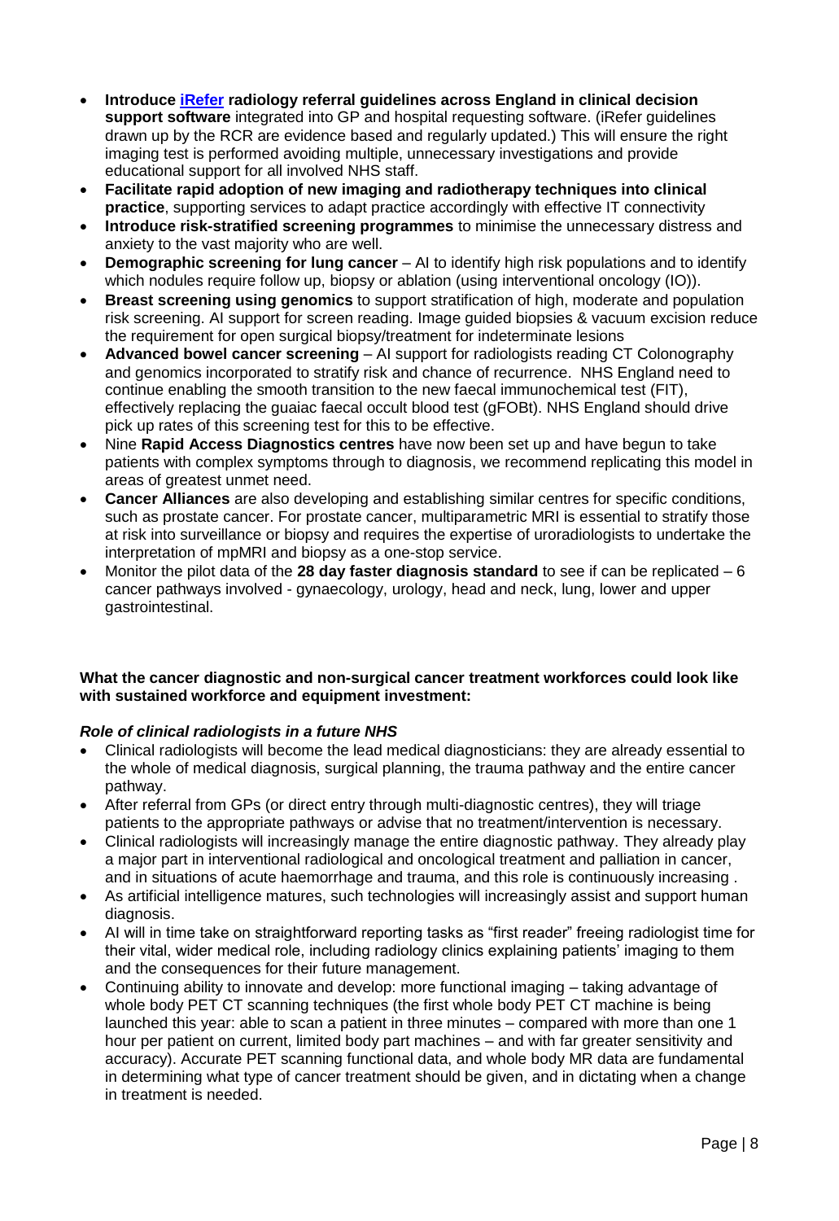- **Introduce [iRefer](iRefer) radiology referral guidelines across England in clinical decision support software** integrated into GP and hospital requesting software. (iRefer guidelines drawn up by the RCR are evidence based and regularly updated.) This will ensure the right imaging test is performed avoiding multiple, unnecessary investigations and provide educational support for all involved NHS staff.
- **Facilitate rapid adoption of new imaging and radiotherapy techniques into clinical practice**, supporting services to adapt practice accordingly with effective IT connectivity
- **Introduce risk-stratified screening programmes** to minimise the unnecessary distress and anxiety to the vast majority who are well.
- **Demographic screening for lung cancer** – AI to identify high risk populations and to identify which nodules require follow up, biopsy or ablation (using interventional oncology (IO)).
- **Breast screening using genomics** to support stratification of high, moderate and population risk screening. AI support for screen reading. Image guided biopsies & vacuum excision reduce the requirement for open surgical biopsy/treatment for indeterminate lesions
- **Advanced bowel cancer screening** – AI support for radiologists reading CT Colonography and genomics incorporated to stratify risk and chance of recurrence. NHS England need to continue enabling the smooth transition to the new faecal immunochemical test (FIT), effectively replacing the guaiac faecal occult blood test (gFOBt). NHS England should drive pick up rates of this screening test for this to be effective.
- Nine **Rapid Access Diagnostics centres** have now been set up and have begun to take patients with complex symptoms through to diagnosis, we recommend replicating this model in areas of greatest unmet need.
- **Cancer Alliances** are also developing and establishing similar centres for specific conditions, such as prostate cancer. For prostate cancer, multiparametric MRI is essential to stratify those at risk into surveillance or biopsy and requires the expertise of uroradiologists to undertake the interpretation of mpMRI and biopsy as a one-stop service.
- Monitor the pilot data of the **28 day faster diagnosis standard** to see if can be replicated – 6 cancer pathways involved - gynaecology, urology, head and neck, lung, lower and upper gastrointestinal.

**What the cancer diagnostic and non-surgical cancer treatment workforces could look like with sustained workforce and equipment investment:**

***Role of clinical radiologists in a future NHS***

- Clinical radiologists will become the lead medical diagnosticians: they are already essential to the whole of medical diagnosis, surgical planning, the trauma pathway and the entire cancer pathway.
- After referral from GPs (or direct entry through multi-diagnostic centres), they will triage patients to the appropriate pathways or advise that no treatment/intervention is necessary.
- Clinical radiologists will increasingly manage the entire diagnostic pathway. They already play a major part in interventional radiological and oncological treatment and palliation in cancer, and in situations of acute haemorrhage and trauma, and this role is continuously increasing .
- As artificial intelligence matures, such technologies will increasingly assist and support human diagnosis.
- AI will in time take on straightforward reporting tasks as "first reader" freeing radiologist time for their vital, wider medical role, including radiology clinics explaining patients' imaging to them and the consequences for their future management.
- Continuing ability to innovate and develop: more functional imaging – taking advantage of whole body PET CT scanning techniques (the first whole body PET CT machine is being launched this year: able to scan a patient in three minutes – compared with more than one 1 hour per patient on current, limited body part machines – and with far greater sensitivity and accuracy). Accurate PET scanning functional data, and whole body MR data are fundamental in determining what type of cancer treatment should be given, and in dictating when a change in treatment is needed.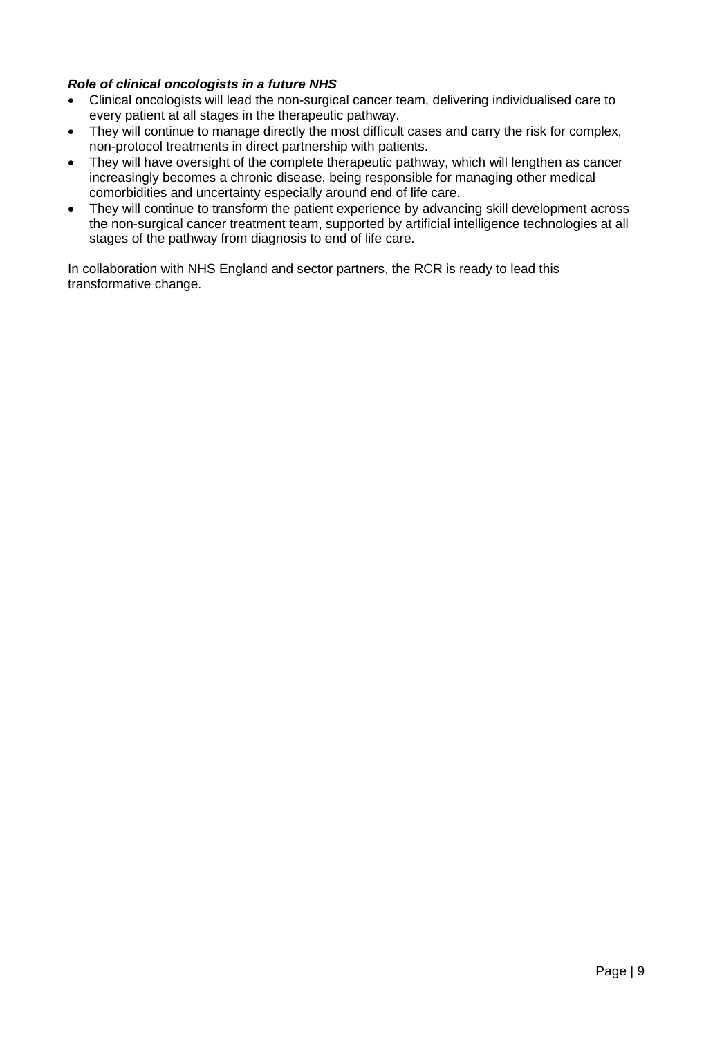***Role of clinical oncologists in a future NHS***

- Clinical oncologists will lead the non-surgical cancer team, delivering individualised care to every patient at all stages in the therapeutic pathway.
- They will continue to manage directly the most difficult cases and carry the risk for complex, non-protocol treatments in direct partnership with patients.
- They will have oversight of the complete therapeutic pathway, which will lengthen as cancer increasingly becomes a chronic disease, being responsible for managing other medical comorbidities and uncertainty especially around end of life care.
- They will continue to transform the patient experience by advancing skill development across the non-surgical cancer treatment team, supported by artificial intelligence technologies at all stages of the pathway from diagnosis to end of life care.

In collaboration with NHS England and sector partners, the RCR is ready to lead this transformative change.